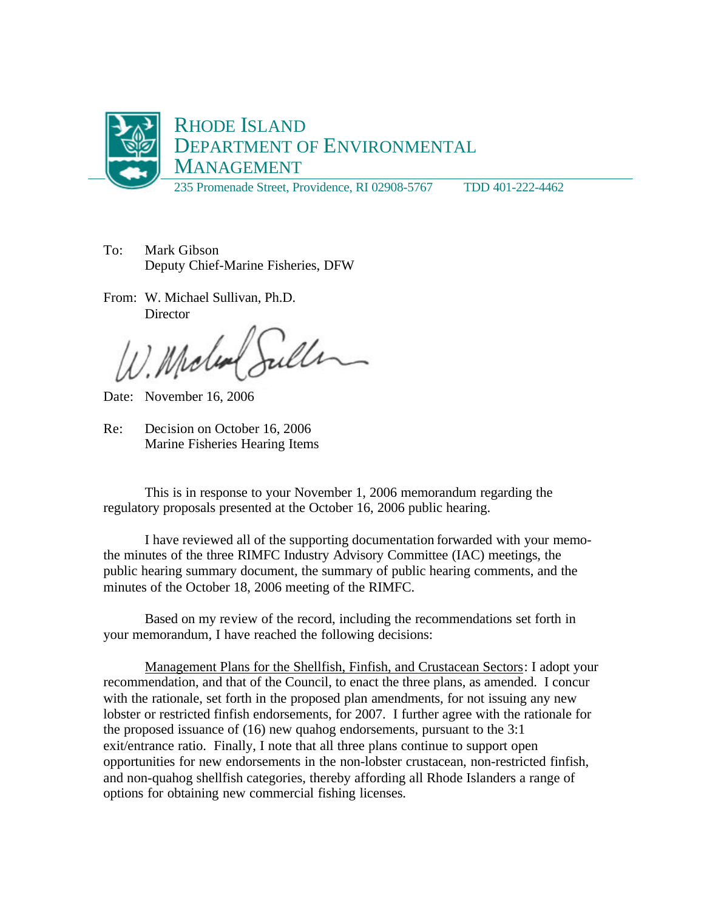# RHODE ISLAND DEPARTMENT OF ENVIRONMENTAL MANAGEMENT

235 Promenade Street, Providence, RI 02908-5767 TDD 401-222-4462

To: Mark Gibson
Deputy Chief-Marine Fisheries, DFW

From: W. Michael Sullivan, Ph.D.
Director

Date: November 16, 2006

Re: Decision on October 16, 2006
Marine Fisheries Hearing Items

This is in response to your November 1, 2006 memorandum regarding the regulatory proposals presented at the October 16, 2006 public hearing.

I have reviewed all of the supporting documentation forwarded with your memo- the minutes of the three RIMFC Industry Advisory Committee (IAC) meetings, the public hearing summary document, the summary of public hearing comments, and the minutes of the October 18, 2006 meeting of the RIMFC.

Based on my review of the record, including the recommendations set forth in your memorandum, I have reached the following decisions:

Management Plans for the Shellfish, Finfish, and Crustacean Sectors: I adopt your recommendation, and that of the Council, to enact the three plans, as amended. I concur with the rationale, set forth in the proposed plan amendments, for not issuing any new lobster or restricted finfish endorsements, for 2007. I further agree with the rationale for the proposed issuance of (16) new quahog endorsements, pursuant to the 3:1 exit/entrance ratio. Finally, I note that all three plans continue to support open opportunities for new endorsements in the non-lobster crustacean, non-restricted finfish, and non-quahog shellfish categories, thereby affording all Rhode Islanders a range of options for obtaining new commercial fishing licenses.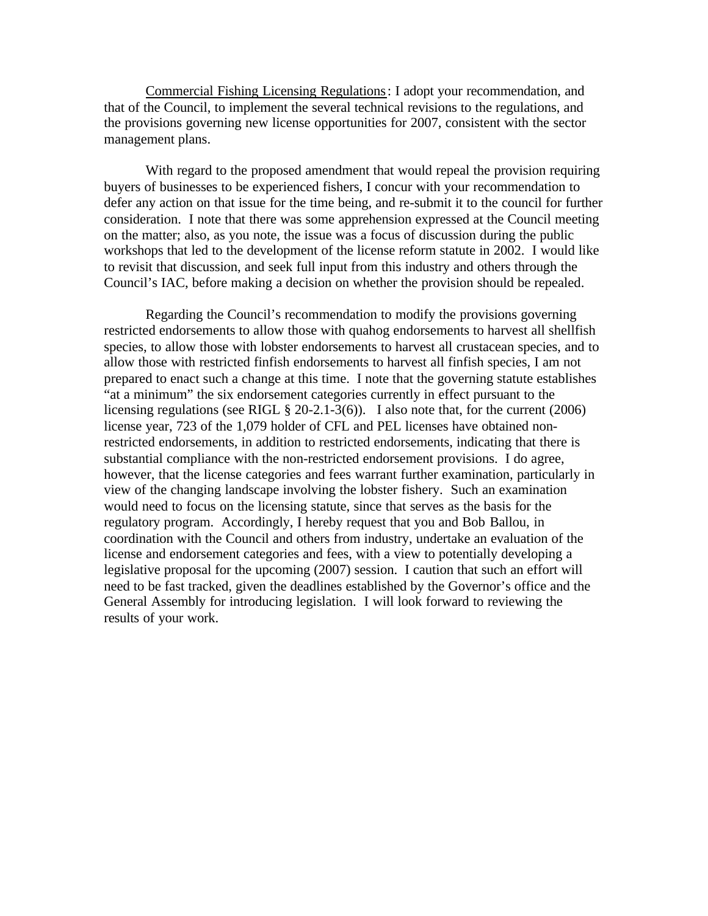<u>Commercial Fishing Licensing Regulations</u>: I adopt your recommendation, and that of the Council, to implement the several technical revisions to the regulations, and the provisions governing new license opportunities for 2007, consistent with the sector management plans.

With regard to the proposed amendment that would repeal the provision requiring buyers of businesses to be experienced fishers, I concur with your recommendation to defer any action on that issue for the time being, and re-submit it to the council for further consideration. I note that there was some apprehension expressed at the Council meeting on the matter; also, as you note, the issue was a focus of discussion during the public workshops that led to the development of the license reform statute in 2002. I would like to revisit that discussion, and seek full input from this industry and others through the Council's IAC, before making a decision on whether the provision should be repealed.

Regarding the Council's recommendation to modify the provisions governing restricted endorsements to allow those with quahog endorsements to harvest all shellfish species, to allow those with lobster endorsements to harvest all crustacean species, and to allow those with restricted finfish endorsements to harvest all finfish species, I am not prepared to enact such a change at this time. I note that the governing statute establishes "at a minimum" the six endorsement categories currently in effect pursuant to the licensing regulations (see RIGL § 20-2.1-3(6)). I also note that, for the current (2006) license year, 723 of the 1,079 holder of CFL and PEL licenses have obtained non-restricted endorsements, in addition to restricted endorsements, indicating that there is substantial compliance with the non-restricted endorsement provisions. I do agree, however, that the license categories and fees warrant further examination, particularly in view of the changing landscape involving the lobster fishery. Such an examination would need to focus on the licensing statute, since that serves as the basis for the regulatory program. Accordingly, I hereby request that you and Bob Ballou, in coordination with the Council and others from industry, undertake an evaluation of the license and endorsement categories and fees, with a view to potentially developing a legislative proposal for the upcoming (2007) session. I caution that such an effort will need to be fast tracked, given the deadlines established by the Governor's office and the General Assembly for introducing legislation. I will look forward to reviewing the results of your work.